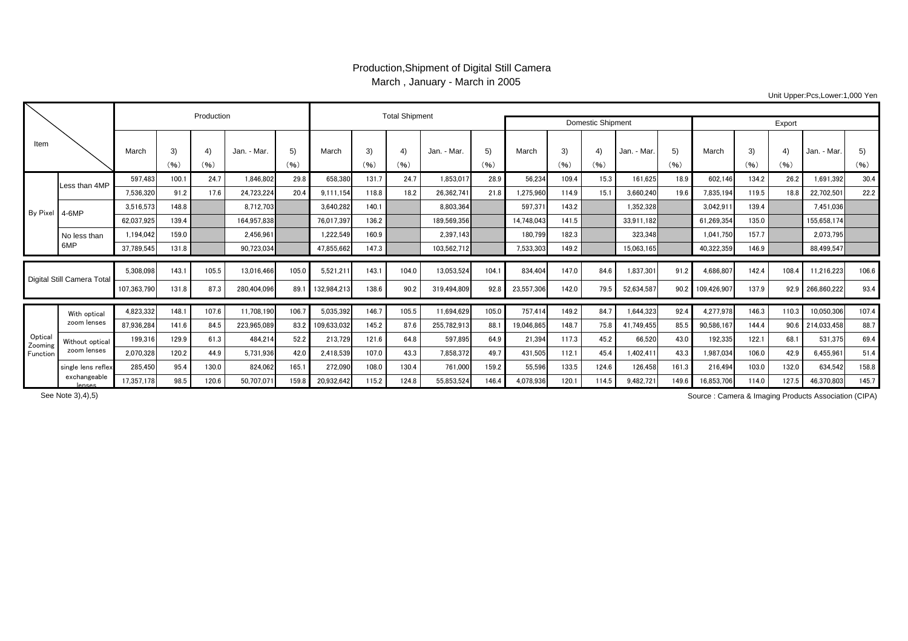# Production,Shipment of Digital Still Camera

March , January - March in 2005

Unit Upper:Pcs,Lower:1,000 Yen

| Item | | Production | | | | | Total Shipment | | | | | Domestic Shipment | | | | | Export | | | | |
|---|---|---|---|---|---|---|---|---|---|---|---|---|---|---|---|---|---|---|---|---|---|
| | | March | 3) (%) | 4) (%) | Jan. - Mar. | 5) (%) | March | 3) (%) | 4) (%) | Jan. - Mar. | 5) (%) | March | 3) (%) | 4) (%) | Jan. - Mar. | 5) (%) | March | 3) (%) | 4) (%) | Jan. - Mar. | 5) (%) |
| By Pixel | Less than 4MP | 597,483 | 100.1 | 24.7 | 1,846,802 | 29.8 | 658,380 | 131.7 | 24.7 | 1,853,017 | 28.9 | 56,234 | 109.4 | 15.3 | 161,625 | 18.9 | 602,146 | 134.2 | 26.2 | 1,691,392 | 30.4 |
| | | 7,536,320 | 91.2 | 17.6 | 24,723,224 | 20.4 | 9,111,154 | 118.8 | 18.2 | 26,362,741 | 21.8 | 1,275,960 | 114.9 | 15.1 | 3,660,240 | 19.6 | 7,835,194 | 119.5 | 18.8 | 22,702,501 | 22.2 |
| | 4-6MP | 3,516,573 | 148.8 | | 8,712,703 | | 3,640,282 | 140.1 | | 8,803,364 | | 597,371 | 143.2 | | 1,352,328 | | 3,042,911 | 139.4 | | 7,451,036 | |
| | | 62,037,925 | 139.4 | | 164,957,838 | | 76,017,397 | 136.2 | | 189,569,356 | | 14,748,043 | 141.5 | | 33,911,182 | | 61,269,354 | 135.0 | | 155,658,174 | |
| | No less than 6MP | 1,194,042 | 159.0 | | 2,456,961 | | 1,222,549 | 160.9 | | 2,397,143 | | 180,799 | 182.3 | | 323,348 | | 1,041,750 | 157.7 | | 2,073,795 | |
| | | 37,789,545 | 131.8 | | 90,723,034 | | 47,855,662 | 147.3 | | 103,562,712 | | 7,533,303 | 149.2 | | 15,063,165 | | 40,322,359 | 146.9 | | 88,499,547 | |
| Digital Still Camera Total | | 5,308,098 | 143.1 | 105.5 | 13,016,466 | 105.0 | 5,521,211 | 143.1 | 104.0 | 13,053,524 | 104.1 | 834,404 | 147.0 | 84.6 | 1,837,301 | 91.2 | 4,686,807 | 142.4 | 108.4 | 11,216,223 | 106.6 |
| | | 107,363,790 | 131.8 | 87.3 | 280,404,096 | 89.1 | 132,984,213 | 138.6 | 90.2 | 319,494,809 | 92.8 | 23,557,306 | 142.0 | 79.5 | 52,634,587 | 90.2 | 109,426,907 | 137.9 | 92.9 | 266,860,222 | 93.4 |
| Optical Zooming Function | With optical zoom lenses | 4,823,332 | 148.1 | 107.6 | 11,708,190 | 106.7 | 5,035,392 | 146.7 | 105.5 | 11,694,629 | 105.0 | 757,414 | 149.2 | 84.7 | 1,644,323 | 92.4 | 4,277,978 | 146.3 | 110.3 | 10,050,306 | 107.4 |
| | | 87,936,284 | 141.6 | 84.5 | 223,965,089 | 83.2 | 109,633,032 | 145.2 | 87.6 | 255,782,913 | 88.1 | 19,046,865 | 148.7 | 75.8 | 41,749,455 | 85.5 | 90,586,167 | 144.4 | 90.6 | 214,033,458 | 88.7 |
| | Without optical zoom lenses | 199,316 | 129.9 | 61.3 | 484,214 | 52.2 | 213,729 | 121.6 | 64.8 | 597,895 | 64.9 | 21,394 | 117.3 | 45.2 | 66,520 | 43.0 | 192,335 | 122.1 | 68.1 | 531,375 | 69.4 |
| | | 2,070,328 | 120.2 | 44.9 | 5,731,936 | 42.0 | 2,418,539 | 107.0 | 43.3 | 7,858,372 | 49.7 | 431,505 | 112.1 | 45.4 | 1,402,411 | 43.3 | 1,987,034 | 106.0 | 42.9 | 6,455,961 | 51.4 |
| | single lens reflex exchangeable lenses | 285,450 | 95.4 | 130.0 | 824,062 | 165.1 | 272,090 | 108.0 | 130.4 | 761,000 | 159.2 | 55,596 | 133.5 | 124.6 | 126,458 | 161.3 | 216,494 | 103.0 | 132.0 | 634,542 | 158.8 |
| | | 17,357,178 | 98.5 | 120.6 | 50,707,071 | 159.8 | 20,932,642 | 115.2 | 124.8 | 55,853,524 | 146.4 | 4,078,936 | 120.1 | 114.5 | 9,482,721 | 149.6 | 16,853,706 | 114.0 | 127.5 | 46,370,803 | 145.7 |

See Note 3),4),5)

Source : Camera & Imaging Products Association (CIPA)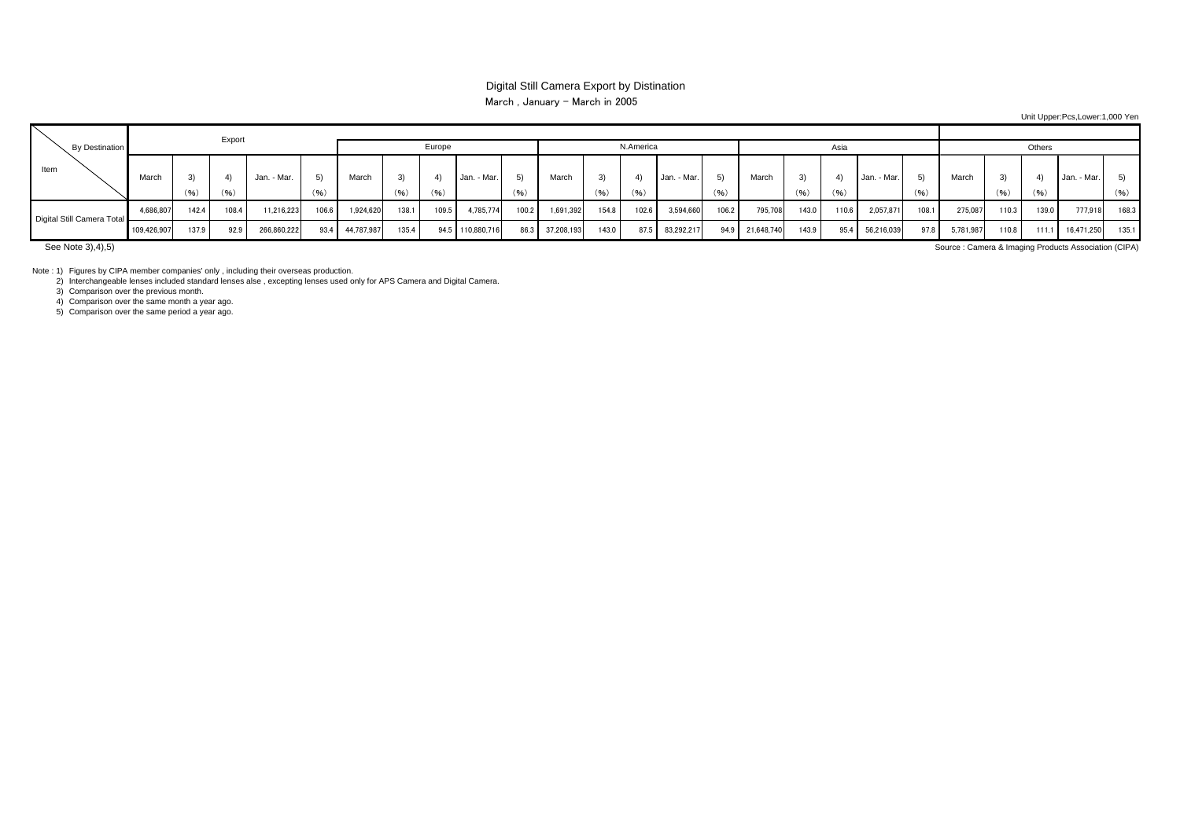# Digital Still Camera Export by Distination

March , January － March in 2005

Unit Upper:Pcs,Lower:1,000 Yen

| By Destination / Item | Export | | | | | Europe | | | | | N.America | | | | | Asia | | | | | Others | | | | |
|---|---|---|---|---|---|---|---|---|---|---|---|---|---|---|---|---|---|---|---|---|---|---|---|---|---|
| | March | 3) (%) | 4) (%) | Jan. - Mar. | 5) (%) | March | 3) (%) | 4) (%) | Jan. - Mar. | 5) (%) | March | 3) (%) | 4) (%) | Jan. - Mar. | 5) (%) | March | 3) (%) | 4) (%) | Jan. - Mar. | 5) (%) | March | 3) (%) | 4) (%) | Jan. - Mar. | 5) (%) |
| Digital Still Camera Total | 4,686,807 | 142.4 | 108.4 | 11,216,223 | 106.6 | 1,924,620 | 138.1 | 109.5 | 4,785,774 | 100.2 | 1,691,392 | 154.8 | 102.6 | 3,594,660 | 106.2 | 795,708 | 143.0 | 110.6 | 2,057,871 | 108.1 | 275,087 | 110.3 | 139.0 | 777,918 | 168.3 |
| | 109,426,907 | 137.9 | 92.9 | 266,860,222 | 93.4 | 44,787,987 | 135.4 | 94.5 | 110,880,716 | 86.3 | 37,208,193 | 143.0 | 87.5 | 83,292,217 | 94.9 | 21,648,740 | 143.9 | 95.4 | 56,216,039 | 97.8 | 5,781,987 | 110.8 | 111.1 | 16,471,250 | 135.1 |

See Note 3),4),5)

Source : Camera & Imaging Products Association (CIPA)

Note : 1) Figures by CIPA member companies' only , including their overseas production.

2) Interchangeable lenses included standard lenses alse , excepting lenses used only for APS Camera and Digital Camera.

3) Comparison over the previous month.

4) Comparison over the same month a year ago.

5) Comparison over the same period a year ago.